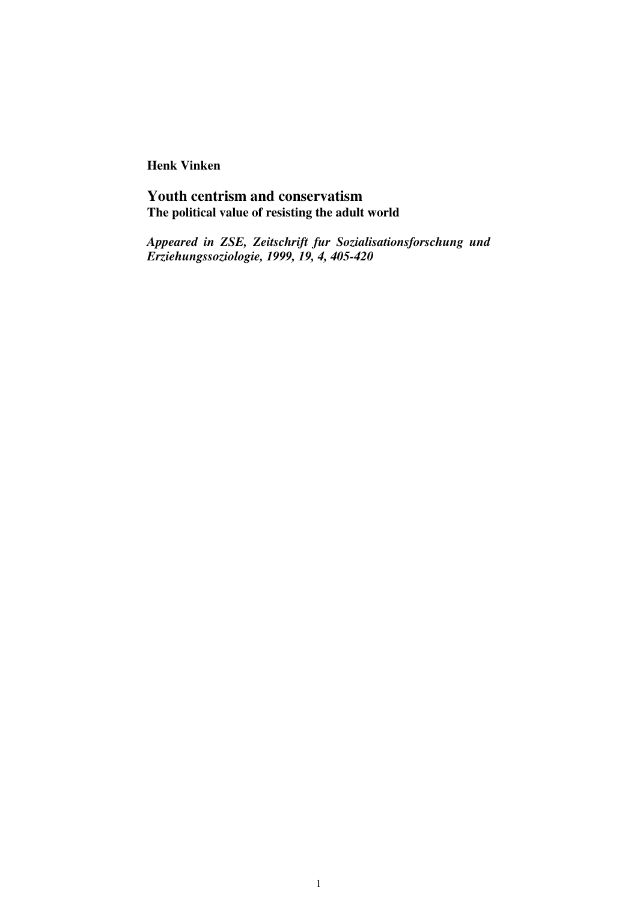**Henk Vinken**

# Youth centrism and conservatism

**The political value of resisting the adult world**

***Appeared in ZSE, Zeitschrift fur Sozialisationsforschung und Erziehungssoziologie, 1999, 19, 4, 405-420***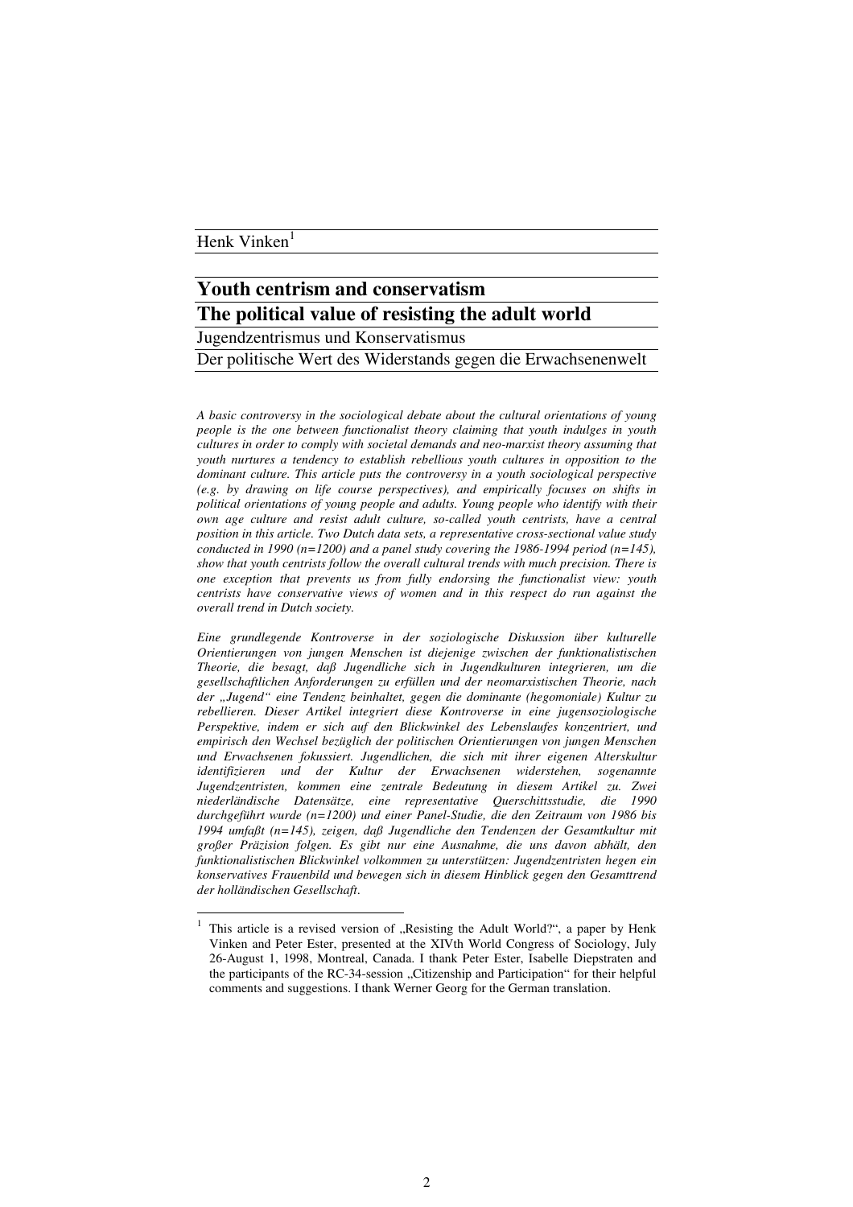Henk Vinken[1]

# Youth centrism and conservatism

# The political value of resisting the adult world

## Jugendzentrismus und Konservatismus

## Der politische Wert des Widerstands gegen die Erwachsenenwelt

*A basic controversy in the sociological debate about the cultural orientations of young people is the one between functionalist theory claiming that youth indulges in youth cultures in order to comply with societal demands and neo-marxist theory assuming that youth nurtures a tendency to establish rebellious youth cultures in opposition to the dominant culture. This article puts the controversy in a youth sociological perspective (e.g. by drawing on life course perspectives), and empirically focuses on shifts in political orientations of young people and adults. Young people who identify with their own age culture and resist adult culture, so-called youth centrists, have a central position in this article. Two Dutch data sets, a representative cross-sectional value study conducted in 1990 (n=1200) and a panel study covering the 1986-1994 period (n=145), show that youth centrists follow the overall cultural trends with much precision. There is one exception that prevents us from fully endorsing the functionalist view: youth centrists have conservative views of women and in this respect do run against the overall trend in Dutch society.*

*Eine grundlegende Kontroverse in der soziologische Diskussion über kulturelle Orientierungen von jungen Menschen ist diejenige zwischen der funktionalistischen Theorie, die besagt, daß Jugendliche sich in Jugendkulturen integrieren, um die gesellschaftlichen Anforderungen zu erfüllen und der neomarxistischen Theorie, nach der „Jugend" eine Tendenz beinhaltet, gegen die dominante (hegomoniale) Kultur zu rebellieren. Dieser Artikel integriert diese Kontroverse in eine jugensoziologische Perspektive, indem er sich auf den Blickwinkel des Lebenslaufes konzentriert, und empirisch den Wechsel bezüglich der politischen Orientierungen von jungen Menschen und Erwachsenen fokussiert. Jugendlichen, die sich mit ihrer eigenen Alterskultur identifizieren und der Kultur der Erwachsenen widerstehen, sogenannte Jugendzentristen, kommen eine zentrale Bedeutung in diesem Artikel zu. Zwei niederländische Datensätze, eine representative Querschittsstudie, die 1990 durchgeführt wurde (n=1200) und einer Panel-Studie, die den Zeitraum von 1986 bis 1994 umfaßt (n=145), zeigen, daß Jugendliche den Tendenzen der Gesamtkultur mit großer Präzision folgen. Es gibt nur eine Ausnahme, die uns davon abhält, den funktionalistischen Blickwinkel volkommen zu unterstützen: Jugendzentristen hegen ein konservatives Frauenbild und bewegen sich in diesem Hinblick gegen den Gesamttrend der holländischen Gesellschaft.*

---

[1] This article is a revised version of „Resisting the Adult World?", a paper by Henk Vinken and Peter Ester, presented at the XIVth World Congress of Sociology, July 26-August 1, 1998, Montreal, Canada. I thank Peter Ester, Isabelle Diepstraten and the participants of the RC-34-session „Citizenship and Participation" for their helpful comments and suggestions. I thank Werner Georg for the German translation.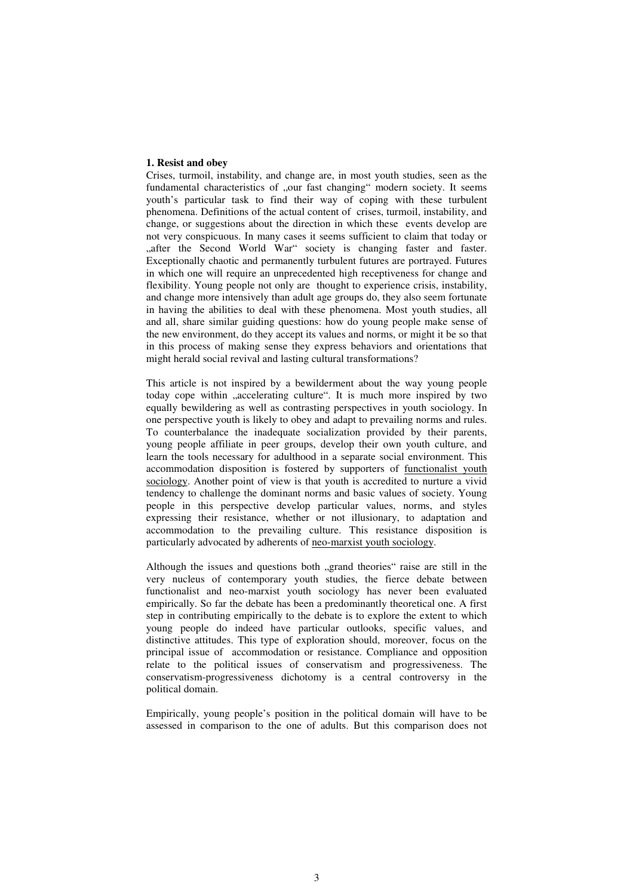## 1. Resist and obey

Crises, turmoil, instability, and change are, in most youth studies, seen as the fundamental characteristics of „our fast changing" modern society. It seems youth's particular task to find their way of coping with these turbulent phenomena. Definitions of the actual content of crises, turmoil, instability, and change, or suggestions about the direction in which these events develop are not very conspicuous. In many cases it seems sufficient to claim that today or „after the Second World War" society is changing faster and faster. Exceptionally chaotic and permanently turbulent futures are portrayed. Futures in which one will require an unprecedented high receptiveness for change and flexibility. Young people not only are thought to experience crisis, instability, and change more intensively than adult age groups do, they also seem fortunate in having the abilities to deal with these phenomena. Most youth studies, all and all, share similar guiding questions: how do young people make sense of the new environment, do they accept its values and norms, or might it be so that in this process of making sense they express behaviors and orientations that might herald social revival and lasting cultural transformations?

This article is not inspired by a bewilderment about the way young people today cope within „accelerating culture". It is much more inspired by two equally bewildering as well as contrasting perspectives in youth sociology. In one perspective youth is likely to obey and adapt to prevailing norms and rules. To counterbalance the inadequate socialization provided by their parents, young people affiliate in peer groups, develop their own youth culture, and learn the tools necessary for adulthood in a separate social environment. This accommodation disposition is fostered by supporters of functionalist youth sociology. Another point of view is that youth is accredited to nurture a vivid tendency to challenge the dominant norms and basic values of society. Young people in this perspective develop particular values, norms, and styles expressing their resistance, whether or not illusionary, to adaptation and accommodation to the prevailing culture. This resistance disposition is particularly advocated by adherents of neo-marxist youth sociology.

Although the issues and questions both „grand theories" raise are still in the very nucleus of contemporary youth studies, the fierce debate between functionalist and neo-marxist youth sociology has never been evaluated empirically. So far the debate has been a predominantly theoretical one. A first step in contributing empirically to the debate is to explore the extent to which young people do indeed have particular outlooks, specific values, and distinctive attitudes. This type of exploration should, moreover, focus on the principal issue of accommodation or resistance. Compliance and opposition relate to the political issues of conservatism and progressiveness. The conservatism-progressiveness dichotomy is a central controversy in the political domain.

Empirically, young people's position in the political domain will have to be assessed in comparison to the one of adults. But this comparison does not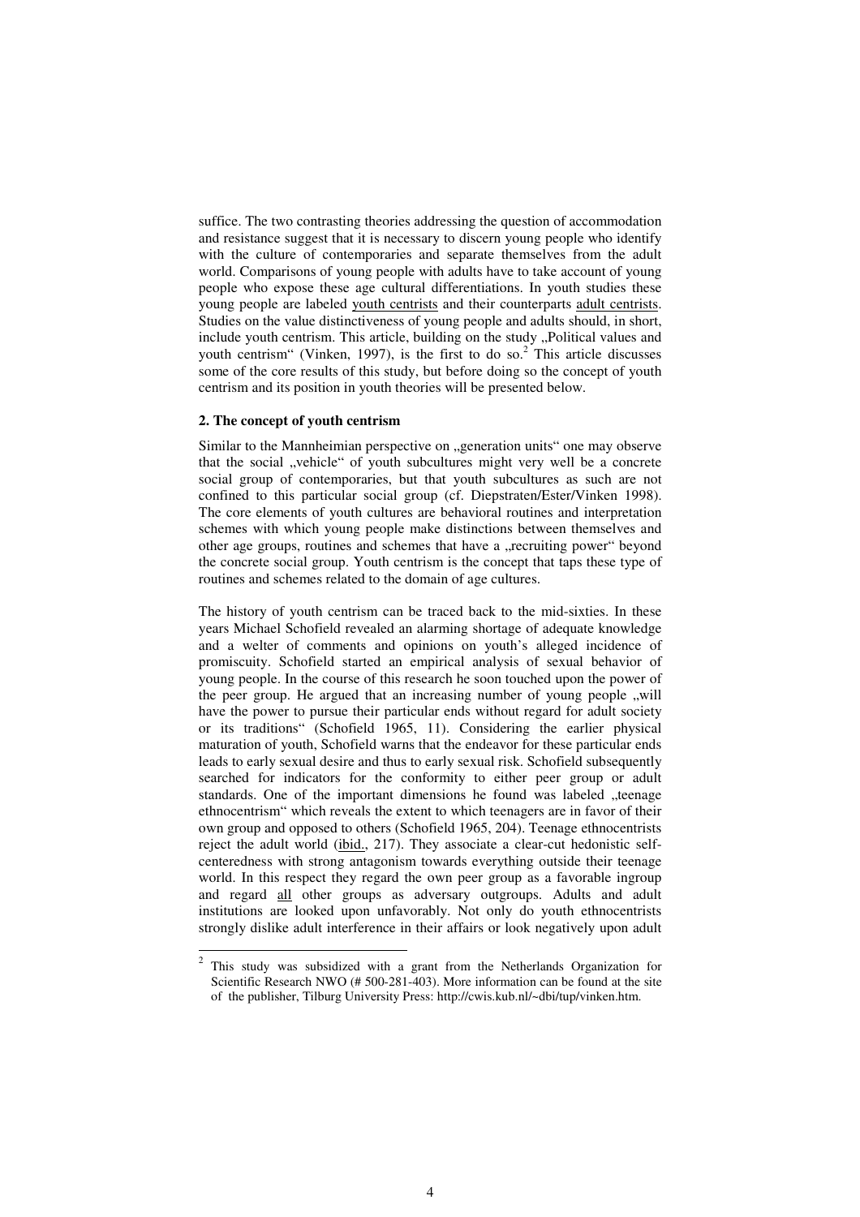suffice. The two contrasting theories addressing the question of accommodation and resistance suggest that it is necessary to discern young people who identify with the culture of contemporaries and separate themselves from the adult world. Comparisons of young people with adults have to take account of young people who expose these age cultural differentiations. In youth studies these young people are labeled <u>youth centrists</u> and their counterparts <u>adult centrists</u>. Studies on the value distinctiveness of young people and adults should, in short, include youth centrism. This article, building on the study „Political values and youth centrism" (Vinken, 1997), is the first to do so.[2] This article discusses some of the core results of this study, but before doing so the concept of youth centrism and its position in youth theories will be presented below.

**2. The concept of youth centrism**

Similar to the Mannheimian perspective on „generation units" one may observe that the social „vehicle" of youth subcultures might very well be a concrete social group of contemporaries, but that youth subcultures as such are not confined to this particular social group (cf. Diepstraten/Ester/Vinken 1998). The core elements of youth cultures are behavioral routines and interpretation schemes with which young people make distinctions between themselves and other age groups, routines and schemes that have a „recruiting power" beyond the concrete social group. Youth centrism is the concept that taps these type of routines and schemes related to the domain of age cultures.

The history of youth centrism can be traced back to the mid-sixties. In these years Michael Schofield revealed an alarming shortage of adequate knowledge and a welter of comments and opinions on youth's alleged incidence of promiscuity. Schofield started an empirical analysis of sexual behavior of young people. In the course of this research he soon touched upon the power of the peer group. He argued that an increasing number of young people „will have the power to pursue their particular ends without regard for adult society or its traditions" (Schofield 1965, 11). Considering the earlier physical maturation of youth, Schofield warns that the endeavor for these particular ends leads to early sexual desire and thus to early sexual risk. Schofield subsequently searched for indicators for the conformity to either peer group or adult standards. One of the important dimensions he found was labeled „teenage ethnocentrism" which reveals the extent to which teenagers are in favor of their own group and opposed to others (Schofield 1965, 204). Teenage ethnocentrists reject the adult world (<u>ibid.</u>, 217). They associate a clear-cut hedonistic self-centeredness with strong antagonism towards everything outside their teenage world. In this respect they regard the own peer group as a favorable ingroup and regard <u>all</u> other groups as adversary outgroups. Adults and adult institutions are looked upon unfavorably. Not only do youth ethnocentrists strongly dislike adult interference in their affairs or look negatively upon adult

---

[2] This study was subsidized with a grant from the Netherlands Organization for Scientific Research NWO (# 500-281-403). More information can be found at the site of the publisher, Tilburg University Press: http://cwis.kub.nl/~dbi/tup/vinken.htm.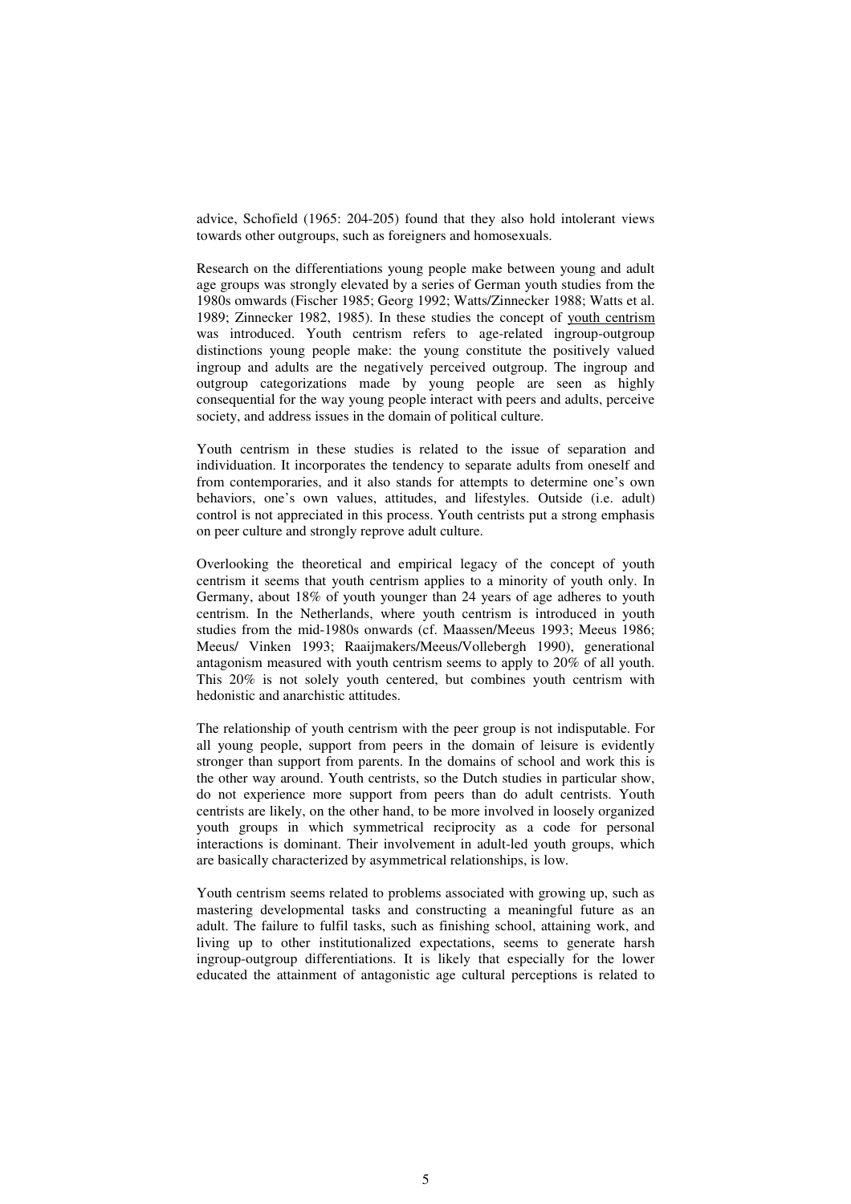advice, Schofield (1965: 204-205) found that they also hold intolerant views towards other outgroups, such as foreigners and homosexuals.

Research on the differentiations young people make between young and adult age groups was strongly elevated by a series of German youth studies from the 1980s omwards (Fischer 1985; Georg 1992; Watts/Zinnecker 1988; Watts et al. 1989; Zinnecker 1982, 1985). In these studies the concept of youth centrism was introduced. Youth centrism refers to age-related ingroup-outgroup distinctions young people make: the young constitute the positively valued ingroup and adults are the negatively perceived outgroup. The ingroup and outgroup categorizations made by young people are seen as highly consequential for the way young people interact with peers and adults, perceive society, and address issues in the domain of political culture.

Youth centrism in these studies is related to the issue of separation and individuation. It incorporates the tendency to separate adults from oneself and from contemporaries, and it also stands for attempts to determine one's own behaviors, one's own values, attitudes, and lifestyles. Outside (i.e. adult) control is not appreciated in this process. Youth centrists put a strong emphasis on peer culture and strongly reprove adult culture.

Overlooking the theoretical and empirical legacy of the concept of youth centrism it seems that youth centrism applies to a minority of youth only. In Germany, about 18% of youth younger than 24 years of age adheres to youth centrism. In the Netherlands, where youth centrism is introduced in youth studies from the mid-1980s onwards (cf. Maassen/Meeus 1993; Meeus 1986; Meeus/ Vinken 1993; Raaijmakers/Meeus/Vollebergh 1990), generational antagonism measured with youth centrism seems to apply to 20% of all youth. This 20% is not solely youth centered, but combines youth centrism with hedonistic and anarchistic attitudes.

The relationship of youth centrism with the peer group is not indisputable. For all young people, support from peers in the domain of leisure is evidently stronger than support from parents. In the domains of school and work this is the other way around. Youth centrists, so the Dutch studies in particular show, do not experience more support from peers than do adult centrists. Youth centrists are likely, on the other hand, to be more involved in loosely organized youth groups in which symmetrical reciprocity as a code for personal interactions is dominant. Their involvement in adult-led youth groups, which are basically characterized by asymmetrical relationships, is low.

Youth centrism seems related to problems associated with growing up, such as mastering developmental tasks and constructing a meaningful future as an adult. The failure to fulfil tasks, such as finishing school, attaining work, and living up to other institutionalized expectations, seems to generate harsh ingroup-outgroup differentiations. It is likely that especially for the lower educated the attainment of antagonistic age cultural perceptions is related to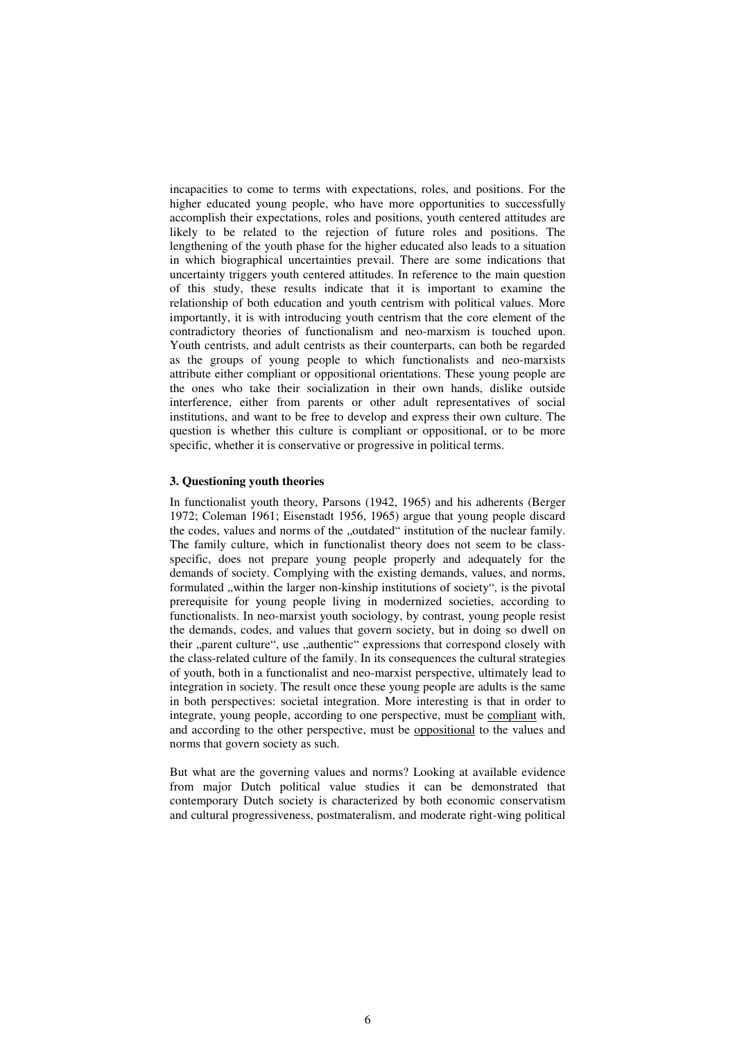incapacities to come to terms with expectations, roles, and positions. For the higher educated young people, who have more opportunities to successfully accomplish their expectations, roles and positions, youth centered attitudes are likely to be related to the rejection of future roles and positions. The lengthening of the youth phase for the higher educated also leads to a situation in which biographical uncertainties prevail. There are some indications that uncertainty triggers youth centered attitudes. In reference to the main question of this study, these results indicate that it is important to examine the relationship of both education and youth centrism with political values. More importantly, it is with introducing youth centrism that the core element of the contradictory theories of functionalism and neo-marxism is touched upon. Youth centrists, and adult centrists as their counterparts, can both be regarded as the groups of young people to which functionalists and neo-marxists attribute either compliant or oppositional orientations. These young people are the ones who take their socialization in their own hands, dislike outside interference, either from parents or other adult representatives of social institutions, and want to be free to develop and express their own culture. The question is whether this culture is compliant or oppositional, or to be more specific, whether it is conservative or progressive in political terms.

### 3. Questioning youth theories

In functionalist youth theory, Parsons (1942, 1965) and his adherents (Berger 1972; Coleman 1961; Eisenstadt 1956, 1965) argue that young people discard the codes, values and norms of the „outdated" institution of the nuclear family. The family culture, which in functionalist theory does not seem to be class-specific, does not prepare young people properly and adequately for the demands of society. Complying with the existing demands, values, and norms, formulated „within the larger non-kinship institutions of society", is the pivotal prerequisite for young people living in modernized societies, according to functionalists. In neo-marxist youth sociology, by contrast, young people resist the demands, codes, and values that govern society, but in doing so dwell on their „parent culture", use „authentic" expressions that correspond closely with the class-related culture of the family. In its consequences the cultural strategies of youth, both in a functionalist and neo-marxist perspective, ultimately lead to integration in society. The result once these young people are adults is the same in both perspectives: societal integration. More interesting is that in order to integrate, young people, according to one perspective, must be compliant with, and according to the other perspective, must be oppositional to the values and norms that govern society as such.

But what are the governing values and norms? Looking at available evidence from major Dutch political value studies it can be demonstrated that contemporary Dutch society is characterized by both economic conservatism and cultural progressiveness, postmateralism, and moderate right-wing political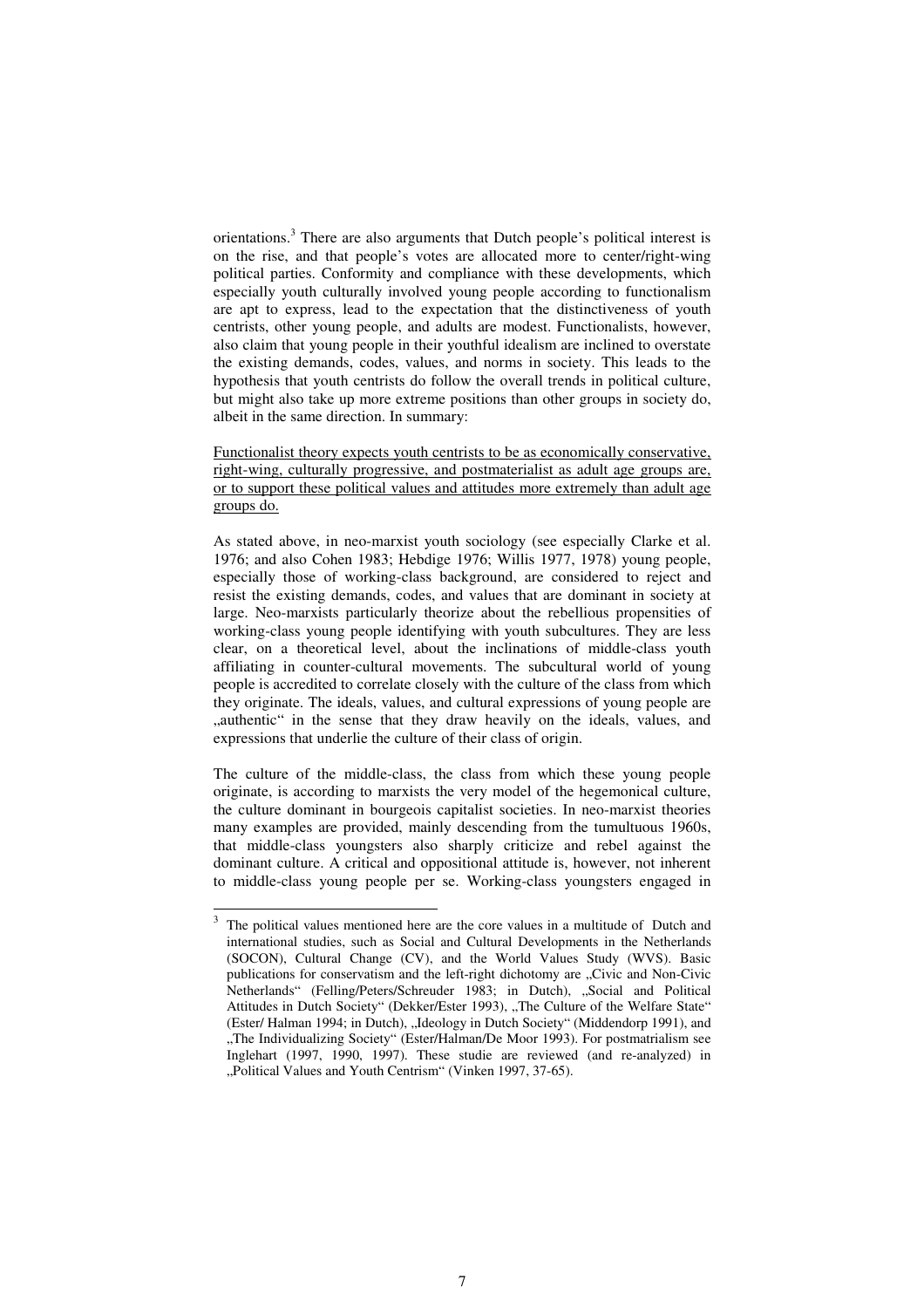orientations.[3] There are also arguments that Dutch people's political interest is on the rise, and that people's votes are allocated more to center/right-wing political parties. Conformity and compliance with these developments, which especially youth culturally involved young people according to functionalism are apt to express, lead to the expectation that the distinctiveness of youth centrists, other young people, and adults are modest. Functionalists, however, also claim that young people in their youthful idealism are inclined to overstate the existing demands, codes, values, and norms in society. This leads to the hypothesis that youth centrists do follow the overall trends in political culture, but might also take up more extreme positions than other groups in society do, albeit in the same direction. In summary:

<u>Functionalist theory expects youth centrists to be as economically conservative, right-wing, culturally progressive, and postmaterialist as adult age groups are, or to support these political values and attitudes more extremely than adult age groups do.</u>

As stated above, in neo-marxist youth sociology (see especially Clarke et al. 1976; and also Cohen 1983; Hebdige 1976; Willis 1977, 1978) young people, especially those of working-class background, are considered to reject and resist the existing demands, codes, and values that are dominant in society at large. Neo-marxists particularly theorize about the rebellious propensities of working-class young people identifying with youth subcultures. They are less clear, on a theoretical level, about the inclinations of middle-class youth affiliating in counter-cultural movements. The subcultural world of young people is accredited to correlate closely with the culture of the class from which they originate. The ideals, values, and cultural expressions of young people are „authentic“ in the sense that they draw heavily on the ideals, values, and expressions that underlie the culture of their class of origin.

The culture of the middle-class, the class from which these young people originate, is according to marxists the very model of the hegemonical culture, the culture dominant in bourgeois capitalist societies. In neo-marxist theories many examples are provided, mainly descending from the tumultuous 1960s, that middle-class youngsters also sharply criticize and rebel against the dominant culture. A critical and oppositional attitude is, however, not inherent to middle-class young people per se. Working-class youngsters engaged in

---

[3] The political values mentioned here are the core values in a multitude of Dutch and international studies, such as Social and Cultural Developments in the Netherlands (SOCON), Cultural Change (CV), and the World Values Study (WVS). Basic publications for conservatism and the left-right dichotomy are „Civic and Non-Civic Netherlands“ (Felling/Peters/Schreuder 1983; in Dutch), „Social and Political Attitudes in Dutch Society“ (Dekker/Ester 1993), „The Culture of the Welfare State“ (Ester/ Halman 1994; in Dutch), „Ideology in Dutch Society“ (Middendorp 1991), and „The Individualizing Society“ (Ester/Halman/De Moor 1993). For postmatrialism see Inglehart (1997, 1990, 1997). These studie are reviewed (and re-analyzed) in „Political Values and Youth Centrism“ (Vinken 1997, 37-65).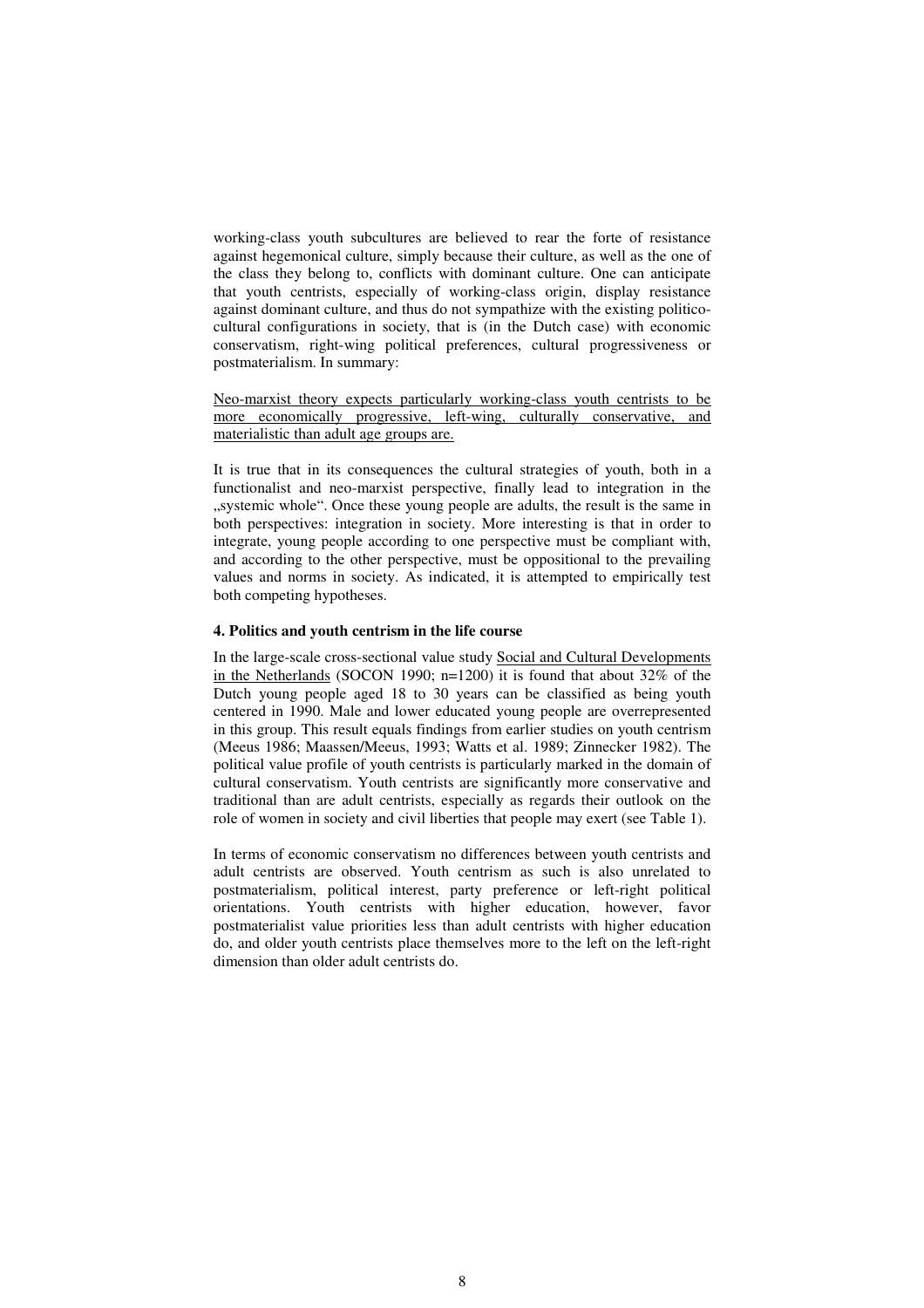working-class youth subcultures are believed to rear the forte of resistance against hegemonical culture, simply because their culture, as well as the one of the class they belong to, conflicts with dominant culture. One can anticipate that youth centrists, especially of working-class origin, display resistance against dominant culture, and thus do not sympathize with the existing politico-cultural configurations in society, that is (in the Dutch case) with economic conservatism, right-wing political preferences, cultural progressiveness or postmaterialism. In summary:

<u>Neo-marxist theory expects particularly working-class youth centrists to be more economically progressive, left-wing, culturally conservative, and materialistic than adult age groups are.</u>

It is true that in its consequences the cultural strategies of youth, both in a functionalist and neo-marxist perspective, finally lead to integration in the „systemic whole". Once these young people are adults, the result is the same in both perspectives: integration in society. More interesting is that in order to integrate, young people according to one perspective must be compliant with, and according to the other perspective, must be oppositional to the prevailing values and norms in society. As indicated, it is attempted to empirically test both competing hypotheses.

**4. Politics and youth centrism in the life course**

In the large-scale cross-sectional value study <u>Social and Cultural Developments in the Netherlands</u> (SOCON 1990; n=1200) it is found that about 32% of the Dutch young people aged 18 to 30 years can be classified as being youth centered in 1990. Male and lower educated young people are overrepresented in this group. This result equals findings from earlier studies on youth centrism (Meeus 1986; Maassen/Meeus, 1993; Watts et al. 1989; Zinnecker 1982). The political value profile of youth centrists is particularly marked in the domain of cultural conservatism. Youth centrists are significantly more conservative and traditional than are adult centrists, especially as regards their outlook on the role of women in society and civil liberties that people may exert (see Table 1).

In terms of economic conservatism no differences between youth centrists and adult centrists are observed. Youth centrism as such is also unrelated to postmaterialism, political interest, party preference or left-right political orientations. Youth centrists with higher education, however, favor postmaterialist value priorities less than adult centrists with higher education do, and older youth centrists place themselves more to the left on the left-right dimension than older adult centrists do.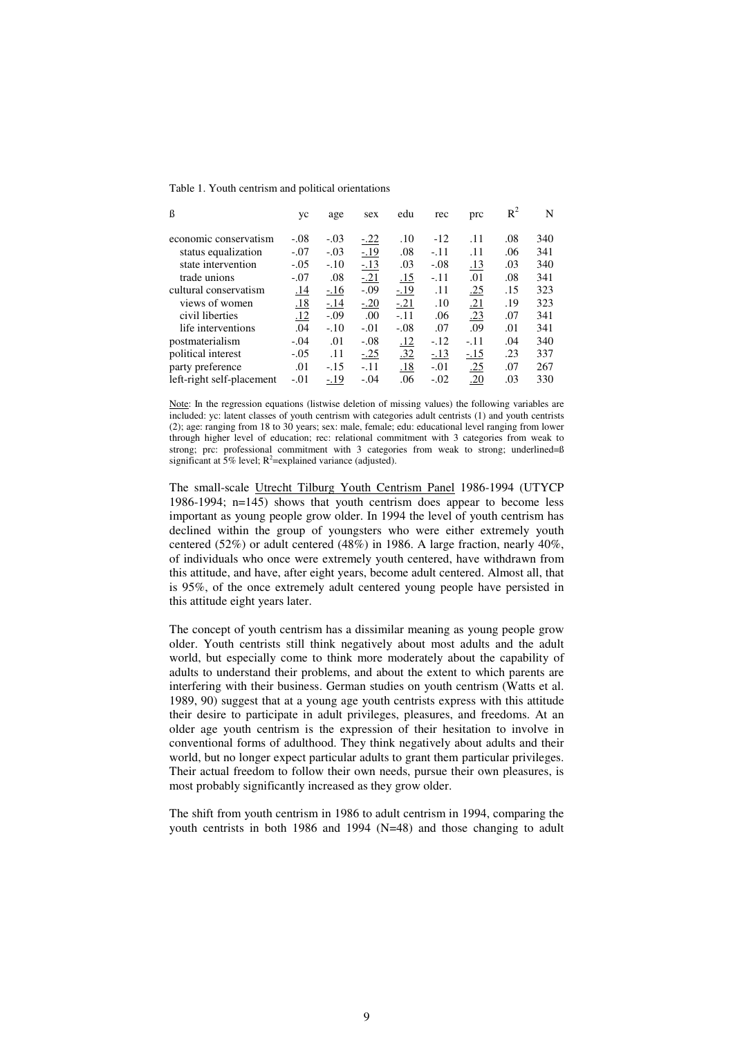Table 1. Youth centrism and political orientations

| ß | yc | age | sex | edu | rec | prc | $R^2$ | N |
|---|---|---|---|---|---|---|---|---|
| economic conservatism | -.08 | -.03 | <u>-.22</u> | .10 | -12 | .11 | .08 | 340 |
| status equalization | -.07 | -.03 | <u>-.19</u> | .08 | -.11 | .11 | .06 | 341 |
| state intervention | -.05 | -.10 | <u>-.13</u> | .03 | -.08 | <u>.13</u> | .03 | 340 |
| trade unions | -.07 | .08 | <u>-.21</u> | <u>.15</u> | -.11 | .01 | .08 | 341 |
| cultural conservatism | <u>.14</u> | <u>-.16</u> | -.09 | <u>-.19</u> | .11 | <u>.25</u> | .15 | 323 |
| views of women | <u>.18</u> | <u>-.14</u> | <u>-.20</u> | <u>-.21</u> | .10 | <u>.21</u> | .19 | 323 |
| civil liberties | <u>.12</u> | -.09 | .00 | -.11 | .06 | <u>.23</u> | .07 | 341 |
| life interventions | .04 | -.10 | -.01 | -.08 | .07 | .09 | .01 | 341 |
| postmaterialism | -.04 | .01 | -.08 | <u>.12</u> | -.12 | -.11 | .04 | 340 |
| political interest | -.05 | .11 | <u>-.25</u> | <u>.32</u> | <u>-.13</u> | <u>-.15</u> | .23 | 337 |
| party preference | .01 | -.15 | -.11 | <u>.18</u> | -.01 | <u>.25</u> | .07 | 267 |
| left-right self-placement | -.01 | <u>-.19</u> | -.04 | .06 | -.02 | <u>.20</u> | .03 | 330 |

<u>Note</u>: In the regression equations (listwise deletion of missing values) the following variables are included: yc: latent classes of youth centrism with categories adult centrists (1) and youth centrists (2); age: ranging from 18 to 30 years; sex: male, female; edu: educational level ranging from lower through higher level of education; rec: relational commitment with 3 categories from weak to strong; prc: professional commitment with 3 categories from weak to strong; underlined=ß significant at 5% level; $R^2$=explained variance (adjusted).

The small-scale <u>Utrecht Tilburg Youth Centrism Panel</u> 1986-1994 (UTYCP 1986-1994; n=145) shows that youth centrism does appear to become less important as young people grow older. In 1994 the level of youth centrism has declined within the group of youngsters who were either extremely youth centered (52%) or adult centered (48%) in 1986. A large fraction, nearly 40%, of individuals who once were extremely youth centered, have withdrawn from this attitude, and have, after eight years, become adult centered. Almost all, that is 95%, of the once extremely adult centered young people have persisted in this attitude eight years later.

The concept of youth centrism has a dissimilar meaning as young people grow older. Youth centrists still think negatively about most adults and the adult world, but especially come to think more moderately about the capability of adults to understand their problems, and about the extent to which parents are interfering with their business. German studies on youth centrism (Watts et al. 1989, 90) suggest that at a young age youth centrists express with this attitude their desire to participate in adult privileges, pleasures, and freedoms. At an older age youth centrism is the expression of their hesitation to involve in conventional forms of adulthood. They think negatively about adults and their world, but no longer expect particular adults to grant them particular privileges. Their actual freedom to follow their own needs, pursue their own pleasures, is most probably significantly increased as they grow older.

The shift from youth centrism in 1986 to adult centrism in 1994, comparing the youth centrists in both 1986 and 1994 (N=48) and those changing to adult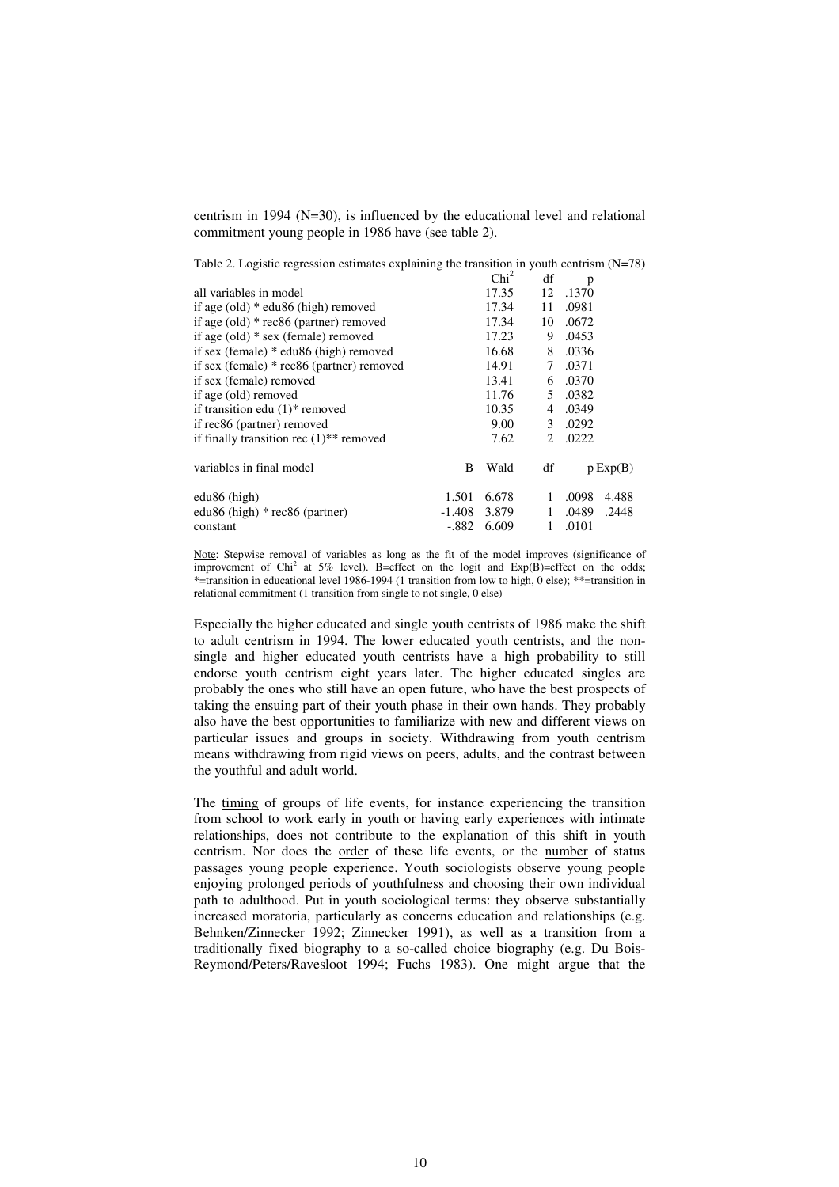centrism in 1994 (N=30), is influenced by the educational level and relational commitment young people in 1986 have (see table 2).

Table 2. Logistic regression estimates explaining the transition in youth centrism (N=78)

| | | $Chi^2$ | df | p | |
|---|---|---|---|---|---|
| all variables in model | | 17.35 | 12 | .1370 | |
| if age (old) * edu86 (high) removed | | 17.34 | 11 | .0981 | |
| if age (old) * rec86 (partner) removed | | 17.34 | 10 | .0672 | |
| if age (old) * sex (female) removed | | 17.23 | 9 | .0453 | |
| if sex (female) * edu86 (high) removed | | 16.68 | 8 | .0336 | |
| if sex (female) * rec86 (partner) removed | | 14.91 | 7 | .0371 | |
| if sex (female) removed | | 13.41 | 6 | .0370 | |
| if age (old) removed | | 11.76 | 5 | .0382 | |
| if transition edu (1)* removed | | 10.35 | 4 | .0349 | |
| if rec86 (partner) removed | | 9.00 | 3 | .0292 | |
| if finally transition rec (1)** removed | | 7.62 | 2 | .0222 | |
| | | | | | |
| variables in final model | B | Wald | df | p | Exp(B) |
| edu86 (high) | 1.501 | 6.678 | 1 | .0098 | 4.488 |
| edu86 (high) * rec86 (partner) | -1.408 | 3.879 | 1 | .0489 | .2448 |
| constant | -.882 | 6.609 | 1 | .0101 | |

Note: Stepwise removal of variables as long as the fit of the model improves (significance of improvement of $Chi^2$ at 5% level). B=effect on the logit and Exp(B)=effect on the odds; *=transition in educational level 1986-1994 (1 transition from low to high, 0 else); **=transition in relational commitment (1 transition from single to not single, 0 else)

Especially the higher educated and single youth centrists of 1986 make the shift to adult centrism in 1994. The lower educated youth centrists, and the non-single and higher educated youth centrists have a high probability to still endorse youth centrism eight years later. The higher educated singles are probably the ones who still have an open future, who have the best prospects of taking the ensuing part of their youth phase in their own hands. They probably also have the best opportunities to familiarize with new and different views on particular issues and groups in society. Withdrawing from youth centrism means withdrawing from rigid views on peers, adults, and the contrast between the youthful and adult world.

The timing of groups of life events, for instance experiencing the transition from school to work early in youth or having early experiences with intimate relationships, does not contribute to the explanation of this shift in youth centrism. Nor does the order of these life events, or the number of status passages young people experience. Youth sociologists observe young people enjoying prolonged periods of youthfulness and choosing their own individual path to adulthood. Put in youth sociological terms: they observe substantially increased moratoria, particularly as concerns education and relationships (e.g. Behnken/Zinnecker 1992; Zinnecker 1991), as well as a transition from a traditionally fixed biography to a so-called choice biography (e.g. Du Bois-Reymond/Peters/Ravesloot 1994; Fuchs 1983). One might argue that the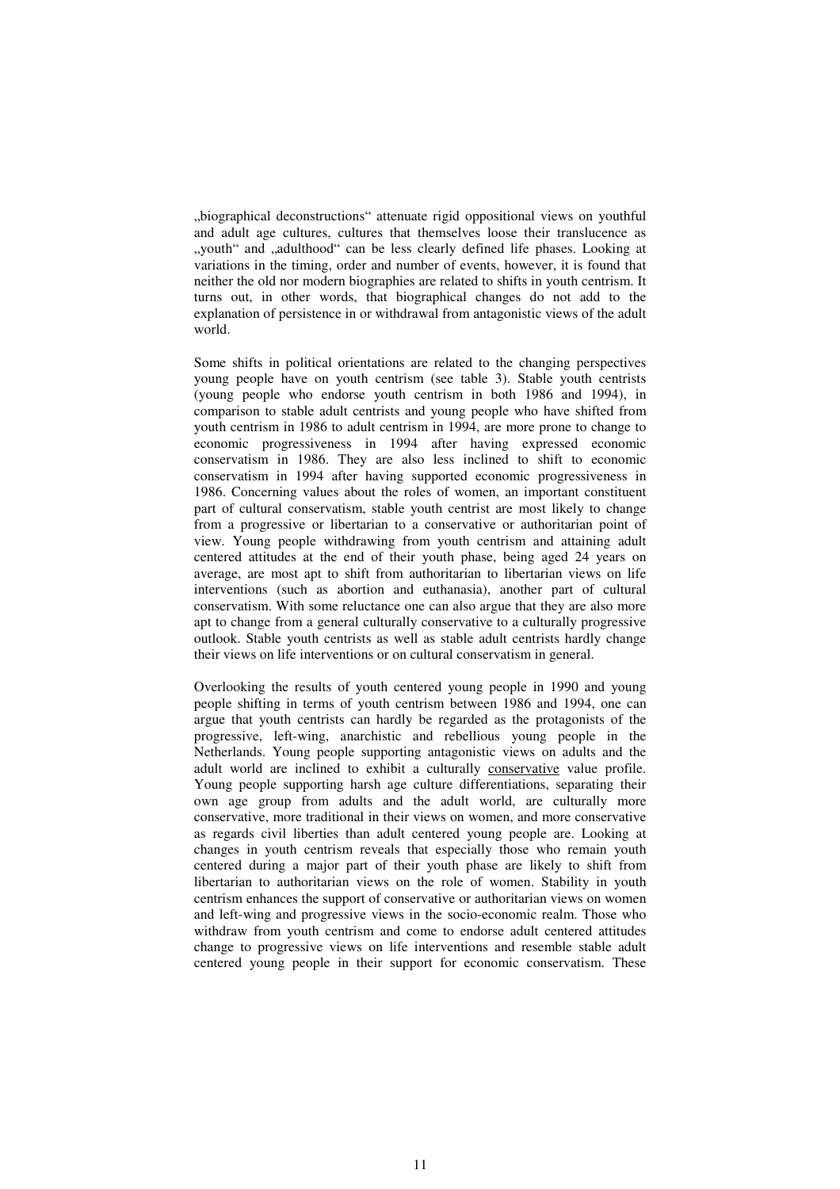„biographical deconstructions" attenuate rigid oppositional views on youthful and adult age cultures, cultures that themselves loose their translucence as „youth" and „adulthood" can be less clearly defined life phases. Looking at variations in the timing, order and number of events, however, it is found that neither the old nor modern biographies are related to shifts in youth centrism. It turns out, in other words, that biographical changes do not add to the explanation of persistence in or withdrawal from antagonistic views of the adult world.

Some shifts in political orientations are related to the changing perspectives young people have on youth centrism (see table 3). Stable youth centrists (young people who endorse youth centrism in both 1986 and 1994), in comparison to stable adult centrists and young people who have shifted from youth centrism in 1986 to adult centrism in 1994, are more prone to change to economic progressiveness in 1994 after having expressed economic conservatism in 1986. They are also less inclined to shift to economic conservatism in 1994 after having supported economic progressiveness in 1986. Concerning values about the roles of women, an important constituent part of cultural conservatism, stable youth centrist are most likely to change from a progressive or libertarian to a conservative or authoritarian point of view. Young people withdrawing from youth centrism and attaining adult centered attitudes at the end of their youth phase, being aged 24 years on average, are most apt to shift from authoritarian to libertarian views on life interventions (such as abortion and euthanasia), another part of cultural conservatism. With some reluctance one can also argue that they are also more apt to change from a general culturally conservative to a culturally progressive outlook. Stable youth centrists as well as stable adult centrists hardly change their views on life interventions or on cultural conservatism in general.

Overlooking the results of youth centered young people in 1990 and young people shifting in terms of youth centrism between 1986 and 1994, one can argue that youth centrists can hardly be regarded as the protagonists of the progressive, left-wing, anarchistic and rebellious young people in the Netherlands. Young people supporting antagonistic views on adults and the adult world are inclined to exhibit a culturally <u>conservative</u> value profile. Young people supporting harsh age culture differentiations, separating their own age group from adults and the adult world, are culturally more conservative, more traditional in their views on women, and more conservative as regards civil liberties than adult centered young people are. Looking at changes in youth centrism reveals that especially those who remain youth centered during a major part of their youth phase are likely to shift from libertarian to authoritarian views on the role of women. Stability in youth centrism enhances the support of conservative or authoritarian views on women and left-wing and progressive views in the socio-economic realm. Those who withdraw from youth centrism and come to endorse adult centered attitudes change to progressive views on life interventions and resemble stable adult centered young people in their support for economic conservatism. These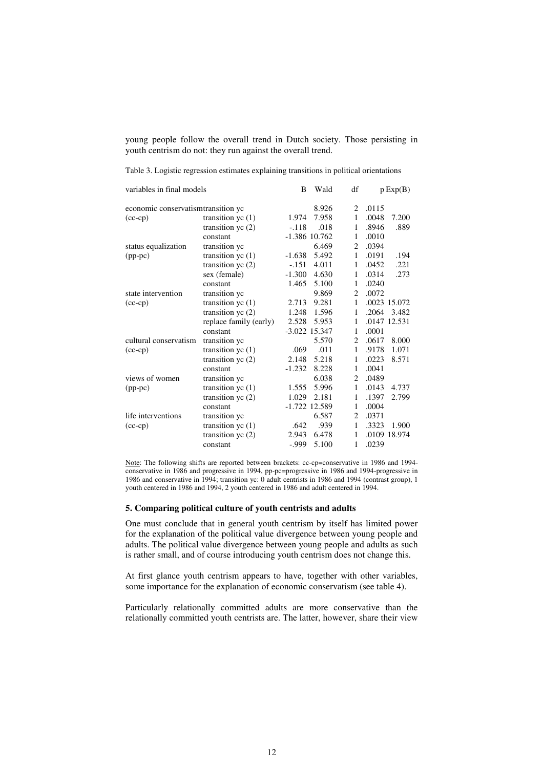young people follow the overall trend in Dutch society. Those persisting in youth centrism do not: they run against the overall trend.

Table 3. Logistic regression estimates explaining transitions in political orientations

| variables in final models | | B | Wald | df | p | Exp(B) |
|---|---|---|---|---|---|---|
| economic conservatism | transition yc | | 8.926 | 2 | .0115 | |
| (cc-cp) | transition yc (1) | 1.974 | 7.958 | 1 | .0048 | 7.200 |
| | transition yc (2) | -.118 | .018 | 1 | .8946 | .889 |
| | constant | -1.386 | 10.762 | 1 | .0010 | |
| status equalization | transition yc | | 6.469 | 2 | .0394 | |
| (pp-pc) | transition yc (1) | -1.638 | 5.492 | 1 | .0191 | .194 |
| | transition yc (2) | -.151 | 4.011 | 1 | .0452 | .221 |
| | sex (female) | -1.300 | 4.630 | 1 | .0314 | .273 |
| | constant | 1.465 | 5.100 | 1 | .0240 | |
| state intervention | transition yc | | 9.869 | 2 | .0072 | |
| (cc-cp) | transition yc (1) | 2.713 | 9.281 | 1 | .0023 | 15.072 |
| | transition yc (2) | 1.248 | 1.596 | 1 | .2064 | 3.482 |
| | replace family (early) | 2.528 | 5.953 | 1 | .0147 | 12.531 |
| | constant | -3.022 | 15.347 | 1 | .0001 | |
| cultural conservatism | transition yc | | 5.570 | 2 | .0617 | 8.000 |
| (cc-cp) | transition yc (1) | .069 | .011 | 1 | .9178 | 1.071 |
| | transition yc (2) | 2.148 | 5.218 | 1 | .0223 | 8.571 |
| | constant | -1.232 | 8.228 | 1 | .0041 | |
| views of women | transition yc | | 6.038 | 2 | .0489 | |
| (pp-pc) | transition yc (1) | 1.555 | 5.996 | 1 | .0143 | 4.737 |
| | transition yc (2) | 1.029 | 2.181 | 1 | .1397 | 2.799 |
| | constant | -1.722 | 12.589 | 1 | .0004 | |
| life interventions | transition yc | | 6.587 | 2 | .0371 | |
| (cc-cp) | transition yc (1) | .642 | .939 | 1 | .3323 | 1.900 |
| | transition yc (2) | 2.943 | 6.478 | 1 | .0109 | 18.974 |
| | constant | -.999 | 5.100 | 1 | .0239 | |

Note: The following shifts are reported between brackets: cc-cp=conservative in 1986 and 1994-conservative in 1986 and progressive in 1994, pp-pc=progressive in 1986 and 1994-progressive in 1986 and conservative in 1994; transition yc: 0 adult centrists in 1986 and 1994 (contrast group), 1 youth centered in 1986 and 1994, 2 youth centered in 1986 and adult centered in 1994.

### 5. Comparing political culture of youth centrists and adults

One must conclude that in general youth centrism by itself has limited power for the explanation of the political value divergence between young people and adults. The political value divergence between young people and adults as such is rather small, and of course introducing youth centrism does not change this.

At first glance youth centrism appears to have, together with other variables, some importance for the explanation of economic conservatism (see table 4).

Particularly relationally committed adults are more conservative than the relationally committed youth centrists are. The latter, however, share their view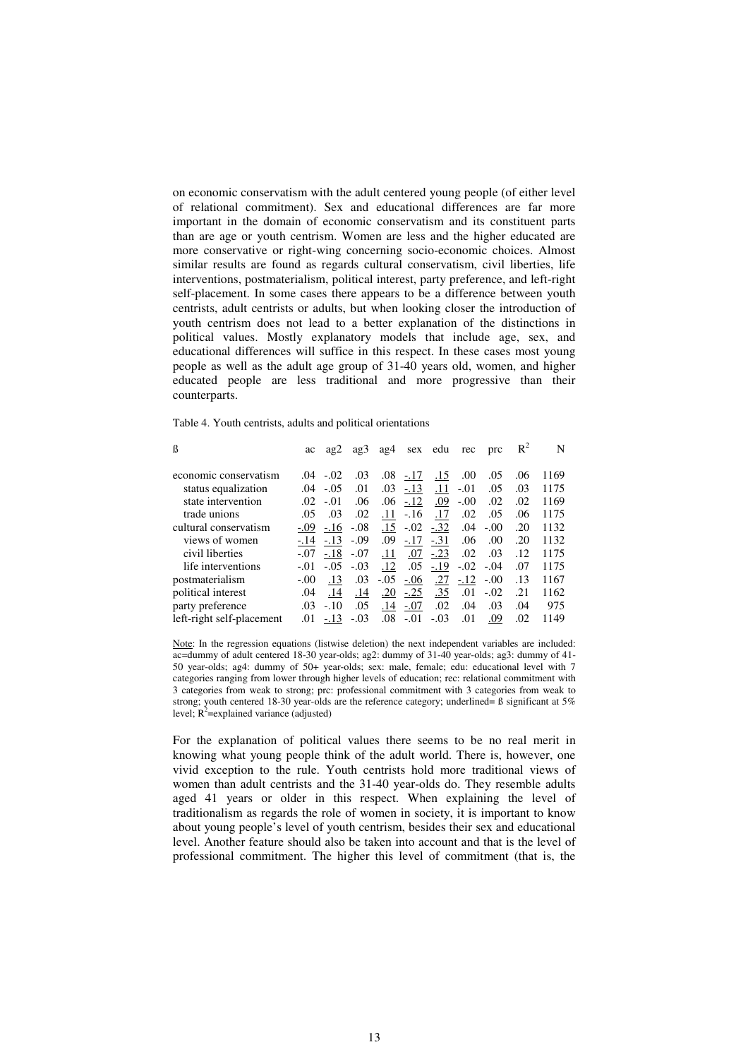on economic conservatism with the adult centered young people (of either level of relational commitment). Sex and educational differences are far more important in the domain of economic conservatism and its constituent parts than are age or youth centrism. Women are less and the higher educated are more conservative or right-wing concerning socio-economic choices. Almost similar results are found as regards cultural conservatism, civil liberties, life interventions, postmaterialism, political interest, party preference, and left-right self-placement. In some cases there appears to be a difference between youth centrists, adult centrists or adults, but when looking closer the introduction of youth centrism does not lead to a better explanation of the distinctions in political values. Mostly explanatory models that include age, sex, and educational differences will suffice in this respect. In these cases most young people as well as the adult age group of 31-40 years old, women, and higher educated people are less traditional and more progressive than their counterparts.

Table 4. Youth centrists, adults and political orientations

| ß | ac | ag2 | ag3 | ag4 | sex | edu | rec | prc | $R^2$ | N |
|---|---|---|---|---|---|---|---|---|---|---|
| economic conservatism | .04 | -.02 | .03 | .08 | <u>-.17</u> | <u>.15</u> | .00 | .05 | .06 | 1169 |
| status equalization | .04 | -.05 | .01 | .03 | <u>-.13</u> | <u>.11</u> | -.01 | .05 | .03 | 1175 |
| state intervention | .02 | -.01 | .06 | .06 | <u>-.12</u> | <u>.09</u> | -.00 | .02 | .02 | 1169 |
| trade unions | .05 | .03 | .02 | <u>.11</u> | -.16 | <u>.17</u> | .02 | .05 | .06 | 1175 |
| cultural conservatism | <u>-.09</u> | <u>-.16</u> | -.08 | <u>.15</u> | -.02 | <u>-.32</u> | .04 | -.00 | .20 | 1132 |
| views of women | <u>-.14</u> | <u>-.13</u> | -.09 | .09 | <u>-.17</u> | <u>-.31</u> | .06 | .00 | .20 | 1132 |
| civil liberties | -.07 | <u>-.18</u> | -.07 | <u>.11</u> | <u>.07</u> | <u>-.23</u> | .02 | .03 | .12 | 1175 |
| life interventions | -.01 | -.05 | -.03 | <u>.12</u> | .05 | <u>-.19</u> | -.02 | -.04 | .07 | 1175 |
| postmaterialism | -.00 | <u>.13</u> | .03 | -.05 | <u>-.06</u> | <u>.27</u> | <u>-.12</u> | -.00 | .13 | 1167 |
| political interest | .04 | <u>.14</u> | <u>.14</u> | <u>.20</u> | <u>-.25</u> | <u>.35</u> | .01 | -.02 | .21 | 1162 |
| party preference | .03 | -.10 | .05 | <u>.14</u> | <u>-.07</u> | .02 | .04 | .03 | .04 | 975 |
| left-right self-placement | .01 | <u>-.13</u> | -.03 | .08 | -.01 | -.03 | .01 | <u>.09</u> | .02 | 1149 |

<u>Note</u>: In the regression equations (listwise deletion) the next independent variables are included: ac=dummy of adult centered 18-30 year-olds; ag2: dummy of 31-40 year-olds; ag3: dummy of 41-50 year-olds; ag4: dummy of 50+ year-olds; sex: male, female; edu: educational level with 7 categories ranging from lower through higher levels of education; rec: relational commitment with 3 categories from weak to strong; prc: professional commitment with 3 categories from weak to strong; youth centered 18-30 year-olds are the reference category; underlined= ß significant at 5% level; $R^2$=explained variance (adjusted)

For the explanation of political values there seems to be no real merit in knowing what young people think of the adult world. There is, however, one vivid exception to the rule. Youth centrists hold more traditional views of women than adult centrists and the 31-40 year-olds do. They resemble adults aged 41 years or older in this respect. When explaining the level of traditionalism as regards the role of women in society, it is important to know about young people's level of youth centrism, besides their sex and educational level. Another feature should also be taken into account and that is the level of professional commitment. The higher this level of commitment (that is, the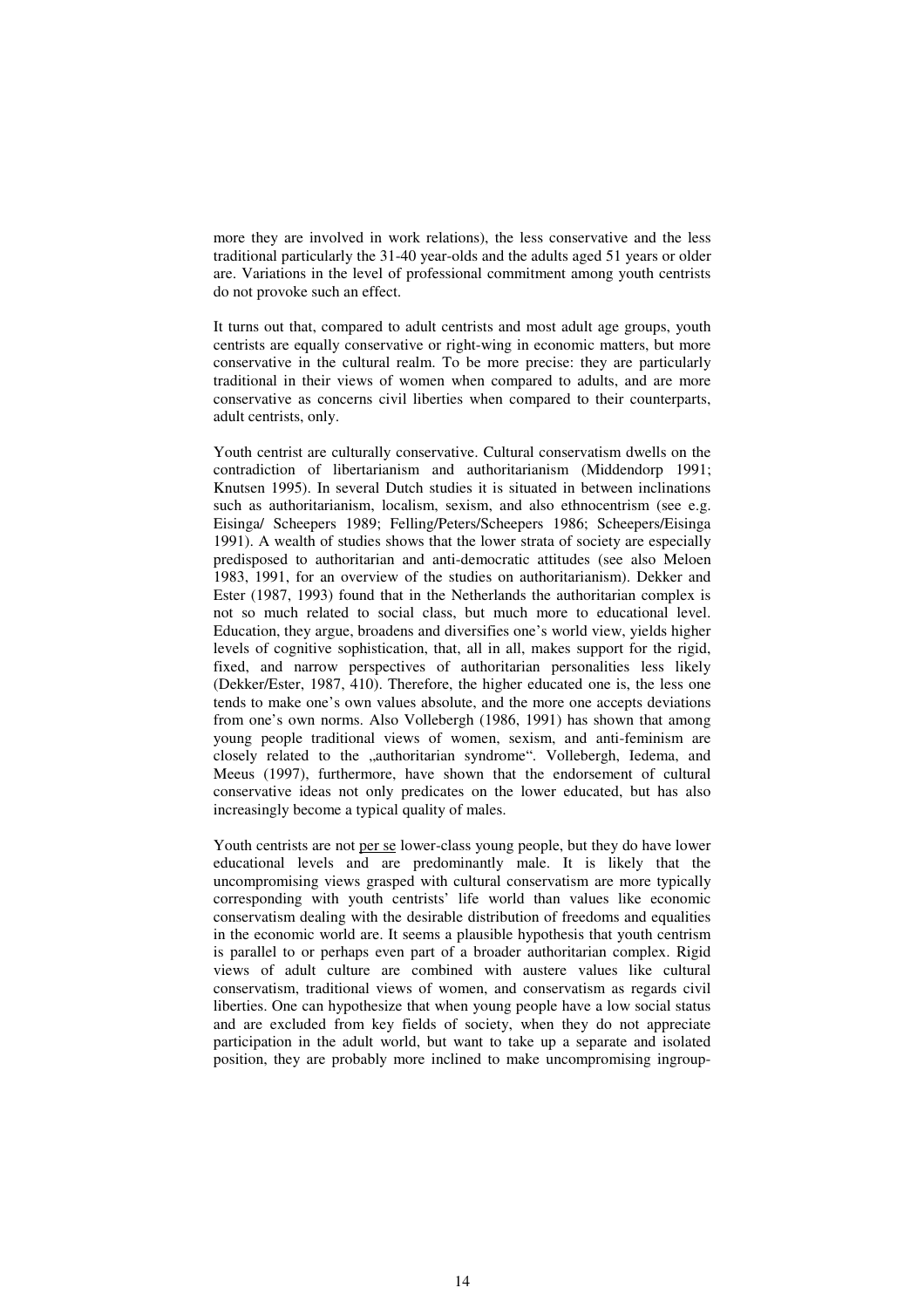more they are involved in work relations), the less conservative and the less traditional particularly the 31-40 year-olds and the adults aged 51 years or older are. Variations in the level of professional commitment among youth centrists do not provoke such an effect.

It turns out that, compared to adult centrists and most adult age groups, youth centrists are equally conservative or right-wing in economic matters, but more conservative in the cultural realm. To be more precise: they are particularly traditional in their views of women when compared to adults, and are more conservative as concerns civil liberties when compared to their counterparts, adult centrists, only.

Youth centrist are culturally conservative. Cultural conservatism dwells on the contradiction of libertarianism and authoritarianism (Middendorp 1991; Knutsen 1995). In several Dutch studies it is situated in between inclinations such as authoritarianism, localism, sexism, and also ethnocentrism (see e.g. Eisinga/ Scheepers 1989; Felling/Peters/Scheepers 1986; Scheepers/Eisinga 1991). A wealth of studies shows that the lower strata of society are especially predisposed to authoritarian and anti-democratic attitudes (see also Meloen 1983, 1991, for an overview of the studies on authoritarianism). Dekker and Ester (1987, 1993) found that in the Netherlands the authoritarian complex is not so much related to social class, but much more to educational level. Education, they argue, broadens and diversifies one's world view, yields higher levels of cognitive sophistication, that, all in all, makes support for the rigid, fixed, and narrow perspectives of authoritarian personalities less likely (Dekker/Ester, 1987, 410). Therefore, the higher educated one is, the less one tends to make one's own values absolute, and the more one accepts deviations from one's own norms. Also Vollebergh (1986, 1991) has shown that among young people traditional views of women, sexism, and anti-feminism are closely related to the „authoritarian syndrome". Vollebergh, Iedema, and Meeus (1997), furthermore, have shown that the endorsement of cultural conservative ideas not only predicates on the lower educated, but has also increasingly become a typical quality of males.

Youth centrists are not per se lower-class young people, but they do have lower educational levels and are predominantly male. It is likely that the uncompromising views grasped with cultural conservatism are more typically corresponding with youth centrists' life world than values like economic conservatism dealing with the desirable distribution of freedoms and equalities in the economic world are. It seems a plausible hypothesis that youth centrism is parallel to or perhaps even part of a broader authoritarian complex. Rigid views of adult culture are combined with austere values like cultural conservatism, traditional views of women, and conservatism as regards civil liberties. One can hypothesize that when young people have a low social status and are excluded from key fields of society, when they do not appreciate participation in the adult world, but want to take up a separate and isolated position, they are probably more inclined to make uncompromising ingroup-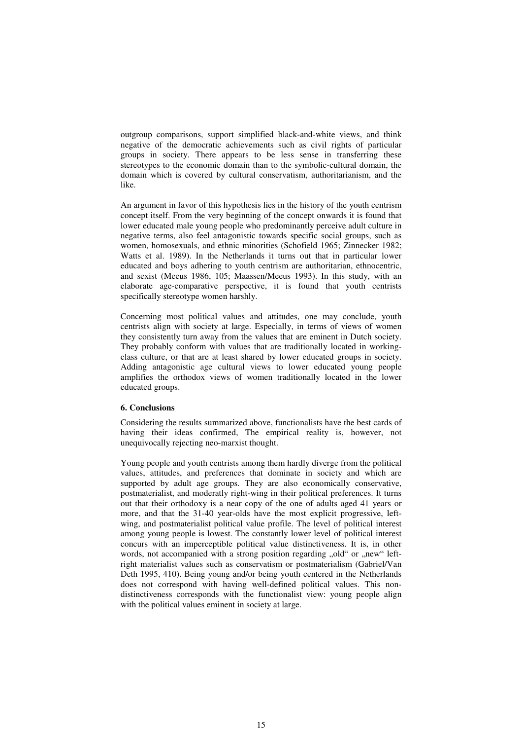outgroup comparisons, support simplified black-and-white views, and think negative of the democratic achievements such as civil rights of particular groups in society. There appears to be less sense in transferring these stereotypes to the economic domain than to the symbolic-cultural domain, the domain which is covered by cultural conservatism, authoritarianism, and the like.

An argument in favor of this hypothesis lies in the history of the youth centrism concept itself. From the very beginning of the concept onwards it is found that lower educated male young people who predominantly perceive adult culture in negative terms, also feel antagonistic towards specific social groups, such as women, homosexuals, and ethnic minorities (Schofield 1965; Zinnecker 1982; Watts et al. 1989). In the Netherlands it turns out that in particular lower educated and boys adhering to youth centrism are authoritarian, ethnocentric, and sexist (Meeus 1986, 105; Maassen/Meeus 1993). In this study, with an elaborate age-comparative perspective, it is found that youth centrists specifically stereotype women harshly.

Concerning most political values and attitudes, one may conclude, youth centrists align with society at large. Especially, in terms of views of women they consistently turn away from the values that are eminent in Dutch society. They probably conform with values that are traditionally located in working-class culture, or that are at least shared by lower educated groups in society. Adding antagonistic age cultural views to lower educated young people amplifies the orthodox views of women traditionally located in the lower educated groups.

**6. Conclusions**

Considering the results summarized above, functionalists have the best cards of having their ideas confirmed, The empirical reality is, however, not unequivocally rejecting neo-marxist thought.

Young people and youth centrists among them hardly diverge from the political values, attitudes, and preferences that dominate in society and which are supported by adult age groups. They are also economically conservative, postmaterialist, and moderatly right-wing in their political preferences. It turns out that their orthodoxy is a near copy of the one of adults aged 41 years or more, and that the 31-40 year-olds have the most explicit progressive, left-wing, and postmaterialist political value profile. The level of political interest among young people is lowest. The constantly lower level of political interest concurs with an imperceptible political value distinctiveness. It is, in other words, not accompanied with a strong position regarding „old" or „new" left-right materialist values such as conservatism or postmaterialism (Gabriel/Van Deth 1995, 410). Being young and/or being youth centered in the Netherlands does not correspond with having well-defined political values. This non-distinctiveness corresponds with the functionalist view: young people align with the political values eminent in society at large.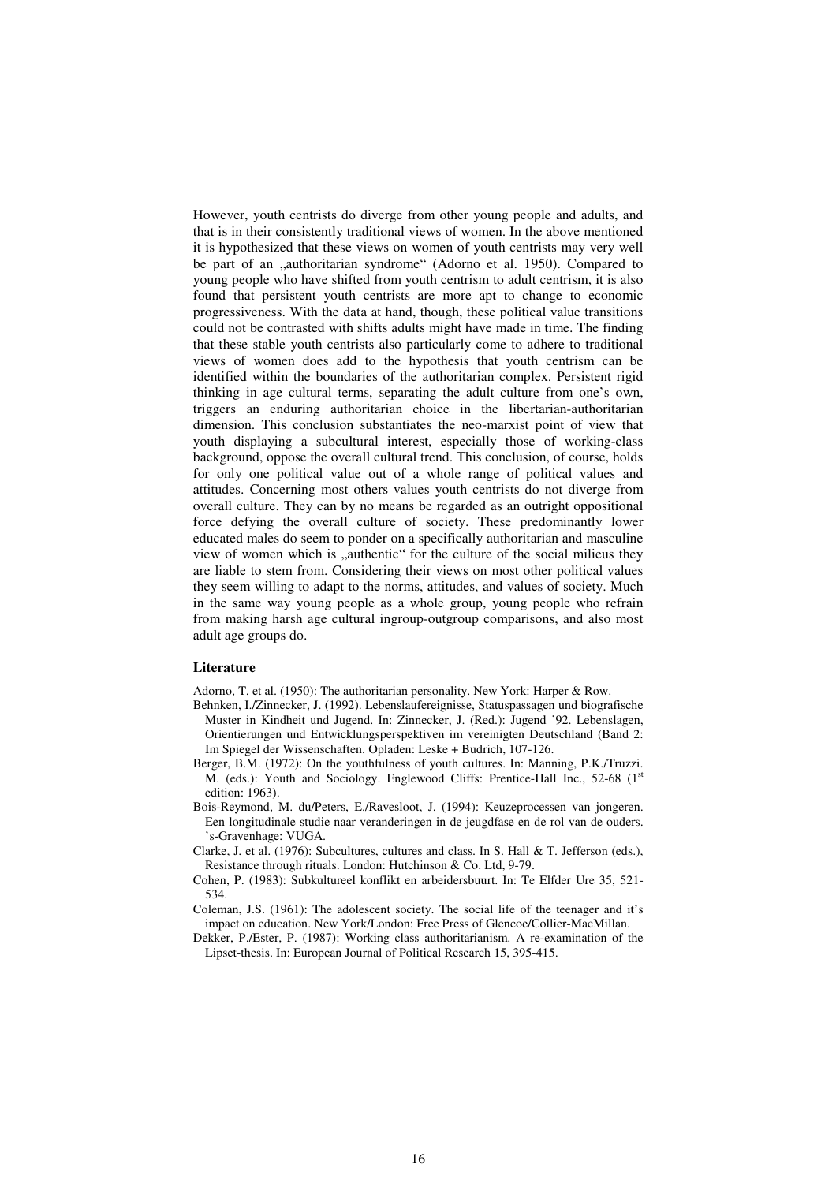However, youth centrists do diverge from other young people and adults, and that is in their consistently traditional views of women. In the above mentioned it is hypothesized that these views on women of youth centrists may very well be part of an „authoritarian syndrome“ (Adorno et al. 1950). Compared to young people who have shifted from youth centrism to adult centrism, it is also found that persistent youth centrists are more apt to change to economic progressiveness. With the data at hand, though, these political value transitions could not be contrasted with shifts adults might have made in time. The finding that these stable youth centrists also particularly come to adhere to traditional views of women does add to the hypothesis that youth centrism can be identified within the boundaries of the authoritarian complex. Persistent rigid thinking in age cultural terms, separating the adult culture from one's own, triggers an enduring authoritarian choice in the libertarian-authoritarian dimension. This conclusion substantiates the neo-marxist point of view that youth displaying a subcultural interest, especially those of working-class background, oppose the overall cultural trend. This conclusion, of course, holds for only one political value out of a whole range of political values and attitudes. Concerning most others values youth centrists do not diverge from overall culture. They can by no means be regarded as an outright oppositional force defying the overall culture of society. These predominantly lower educated males do seem to ponder on a specifically authoritarian and masculine view of women which is „authentic“ for the culture of the social milieus they are liable to stem from. Considering their views on most other political values they seem willing to adapt to the norms, attitudes, and values of society. Much in the same way young people as a whole group, young people who refrain from making harsh age cultural ingroup-outgroup comparisons, and also most adult age groups do.

### Literature

Adorno, T. et al. (1950): The authoritarian personality. New York: Harper & Row.

Behnken, I./Zinnecker, J. (1992). Lebenslaufereignisse, Statuspassagen und biografische Muster in Kindheit und Jugend. In: Zinnecker, J. (Red.): Jugend '92. Lebenslagen, Orientierungen und Entwicklungsperspektiven im vereinigten Deutschland (Band 2: Im Spiegel der Wissenschaften. Opladen: Leske + Budrich, 107-126.

Berger, B.M. (1972): On the youthfulness of youth cultures. In: Manning, P.K./Truzzi. M. (eds.): Youth and Sociology. Englewood Cliffs: Prentice-Hall Inc., 52-68 (1st edition: 1963).

Bois-Reymond, M. du/Peters, E./Ravesloot, J. (1994): Keuzeprocessen van jongeren. Een longitudinale studie naar veranderingen in de jeugdfase en de rol van de ouders. 's-Gravenhage: VUGA.

Clarke, J. et al. (1976): Subcultures, cultures and class. In S. Hall & T. Jefferson (eds.), Resistance through rituals. London: Hutchinson & Co. Ltd, 9-79.

Cohen, P. (1983): Subkultureel konflikt en arbeidersbuurt. In: Te Elfder Ure 35, 521-534.

Coleman, J.S. (1961): The adolescent society. The social life of the teenager and it's impact on education. New York/London: Free Press of Glencoe/Collier-MacMillan.

Dekker, P./Ester, P. (1987): Working class authoritarianism. A re-examination of the Lipset-thesis. In: European Journal of Political Research 15, 395-415.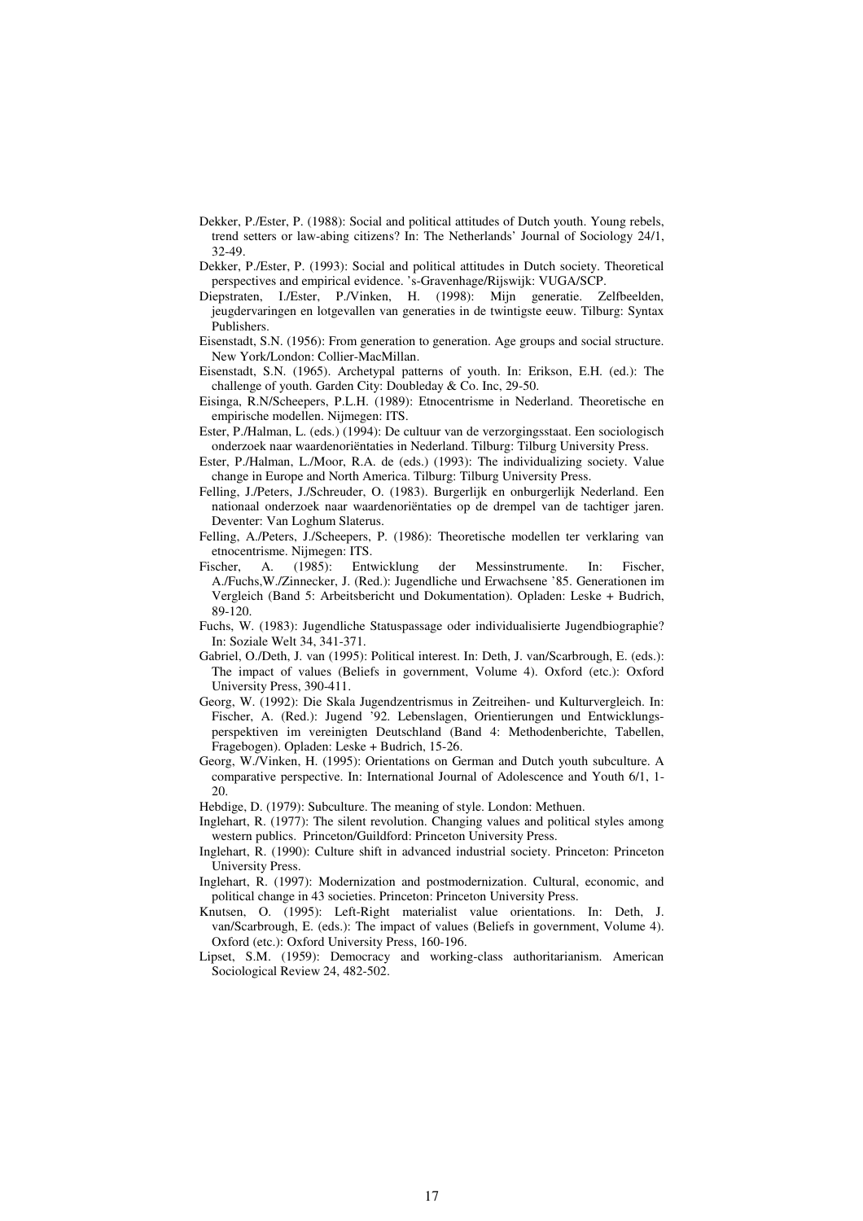Dekker, P./Ester, P. (1988): Social and political attitudes of Dutch youth. Young rebels, trend setters or law-abing citizens? In: The Netherlands' Journal of Sociology 24/1, 32-49.

Dekker, P./Ester, P. (1993): Social and political attitudes in Dutch society. Theoretical perspectives and empirical evidence. 's-Gravenhage/Rijswijk: VUGA/SCP.

Diepstraten, I./Ester, P./Vinken, H. (1998): Mijn generatie. Zelfbeelden, jeugdervaringen en lotgevallen van generaties in de twintigste eeuw. Tilburg: Syntax Publishers.

Eisenstadt, S.N. (1956): From generation to generation. Age groups and social structure. New York/London: Collier-MacMillan.

Eisenstadt, S.N. (1965). Archetypal patterns of youth. In: Erikson, E.H. (ed.): The challenge of youth. Garden City: Doubleday & Co. Inc, 29-50.

Eisinga, R.N/Scheepers, P.L.H. (1989): Etnocentrisme in Nederland. Theoretische en empirische modellen. Nijmegen: ITS.

Ester, P./Halman, L. (eds.) (1994): De cultuur van de verzorgingsstaat. Een sociologisch onderzoek naar waardenoriëntaties in Nederland. Tilburg: Tilburg University Press.

Ester, P./Halman, L./Moor, R.A. de (eds.) (1993): The individualizing society. Value change in Europe and North America. Tilburg: Tilburg University Press.

Felling, J./Peters, J./Schreuder, O. (1983). Burgerlijk en onburgerlijk Nederland. Een nationaal onderzoek naar waardenoriëntaties op de drempel van de tachtiger jaren. Deventer: Van Loghum Slaterus.

Felling, A./Peters, J./Scheepers, P. (1986): Theoretische modellen ter verklaring van etnocentrisme. Nijmegen: ITS.

Fischer, A. (1985): Entwicklung der Messinstrumente. In: Fischer, A./Fuchs,W./Zinnecker, J. (Red.): Jugendliche und Erwachsene '85. Generationen im Vergleich (Band 5: Arbeitsbericht und Dokumentation). Opladen: Leske + Budrich, 89-120.

Fuchs, W. (1983): Jugendliche Statuspassage oder individualisierte Jugendbiographie? In: Soziale Welt 34, 341-371.

Gabriel, O./Deth, J. van (1995): Political interest. In: Deth, J. van/Scarbrough, E. (eds.): The impact of values (Beliefs in government, Volume 4). Oxford (etc.): Oxford University Press, 390-411.

Georg, W. (1992): Die Skala Jugendzentrismus in Zeitreihen- und Kulturvergleich. In: Fischer, A. (Red.): Jugend '92. Lebenslagen, Orientierungen und Entwicklungsperspektiven im vereinigten Deutschland (Band 4: Methodenberichte, Tabellen, Fragebogen). Opladen: Leske + Budrich, 15-26.

Georg, W./Vinken, H. (1995): Orientations on German and Dutch youth subculture. A comparative perspective. In: International Journal of Adolescence and Youth 6/1, 1-20.

Hebdige, D. (1979): Subculture. The meaning of style. London: Methuen.

Inglehart, R. (1977): The silent revolution. Changing values and political styles among western publics. Princeton/Guildford: Princeton University Press.

Inglehart, R. (1990): Culture shift in advanced industrial society. Princeton: Princeton University Press.

Inglehart, R. (1997): Modernization and postmodernization. Cultural, economic, and political change in 43 societies. Princeton: Princeton University Press.

Knutsen, O. (1995): Left-Right materialist value orientations. In: Deth, J. van/Scarbrough, E. (eds.): The impact of values (Beliefs in government, Volume 4). Oxford (etc.): Oxford University Press, 160-196.

Lipset, S.M. (1959): Democracy and working-class authoritarianism. American Sociological Review 24, 482-502.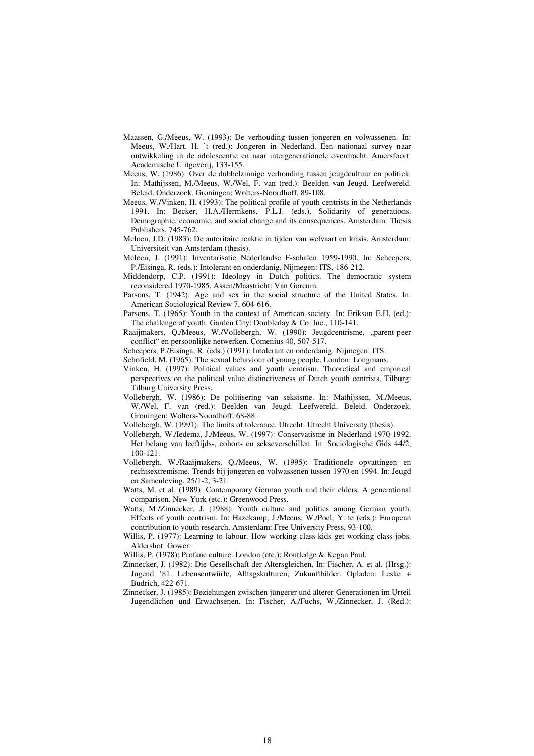Maassen, G./Meeus, W. (1993): De verhouding tussen jongeren en volwassenen. In: Meeus, W./Hart. H. 't (red.): Jongeren in Nederland. Een nationaal survey naar ontwikkeling in de adolescentie en naar intergenerationele overdracht. Amersfoort: Academische U itgeverij, 133-155.

Meeus, W. (1986): Over de dubbelzinnige verhouding tussen jeugdcultuur en politiek. In: Mathijssen, M./Meeus, W./Wel, F. van (red.): Beelden van Jeugd. Leefwereld. Beleid. Onderzoek. Groningen: Wolters-Noordhoff, 89-108.

Meeus, W./Vinken, H. (1993): The political profile of youth centrists in the Netherlands 1991. In: Becker, H.A./Hermkens, P.L.J. (eds.), Solidarity of generations. Demographic, economic, and social change and its consequences. Amsterdam: Thesis Publishers, 745-762.

Meloen, J.D. (1983): De autoritaire reaktie in tijden van welvaart en krisis. Amsterdam: Universiteit van Amsterdam (thesis).

Meloen, J. (1991): Inventarisatie Nederlandse F-schalen 1959-1990. In: Scheepers, P./Eisinga, R. (eds.): Intolerant en onderdanig. Nijmegen: ITS, 186-212.

Middendorp, C.P. (1991): Ideology in Dutch politics. The democratic system reconsidered 1970-1985. Assen/Maastricht: Van Gorcum.

Parsons, T. (1942): Age and sex in the social structure of the United States. In: American Sociological Review 7, 604-616.

Parsons, T. (1965): Youth in the context of American society. In: Erikson E.H. (ed.): The challenge of youth. Garden City: Doubleday & Co. Inc., 110-141.

Raaijmakers, Q./Meeus, W./Vollebergh, W. (1990): Jeugdcentrisme, „parent-peer conflict" en persoonlijke netwerken. Comenius 40, 507-517.

Scheepers, P./Eisinga, R. (eds.) (1991): Intolerant en onderdanig. Nijmegen: ITS.

Schofield, M. (1965): The sexual behaviour of young people. London: Longmans.

Vinken, H. (1997): Political values and youth centrism. Theoretical and empirical perspectives on the political value distinctiveness of Dutch youth centrists. Tilburg: Tilburg University Press.

Vollebergh, W. (1986): De politisering van seksisme. In: Mathijssen, M./Meeus, W./Wel, F. van (red.): Beelden van Jeugd. Leefwereld. Beleid. Onderzoek. Groningen: Wolters-Noordhoff, 68-88.

Vollebergh, W. (1991): The limits of tolerance. Utrecht: Utrecht University (thesis).

Vollebergh, W./Iedema, J./Meeus, W. (1997): Conservatisme in Nederland 1970-1992. Het belang van leeftijds-, cohort- en sekseverschillen. In: Sociologische Gids 44/2, 100-121.

Vollebergh, W./Raaijmakers, Q./Meeus, W. (1995): Traditionele opvattingen en rechtsextremisme. Trends bij jongeren en volwassenen tussen 1970 en 1994. In: Jeugd en Samenleving, 25/1-2, 3-21.

Watts, M. et al. (1989): Contemporary German youth and their elders. A generational comparison. New York (etc.): Greenwood Press.

Watts, M./Zinnecker, J. (1988): Youth culture and politics among German youth. Effects of youth centrism. In: Hazekamp, J./Meeus, W./Poel, Y. te (eds.): European contribution to youth research. Amsterdam: Free University Press, 93-100.

Willis, P. (1977): Learning to labour. How working class-kids get working class-jobs. Aldershot: Gower.

Willis, P. (1978): Profane culture. London (etc.): Routledge & Kegan Paul.

Zinnecker, J. (1982): Die Gesellschaft der Altersgleichen. In: Fischer, A. et al. (Hrsg.): Jugend '81. Lebensentwürfe, Alltagskulturen, Zukunftbilder. Opladen: Leske + Budrich, 422-671.

Zinnecker, J. (1985): Beziehungen zwischen jüngerer und älterer Generationen im Urteil Jugendlichen und Erwachsenen. In: Fischer, A./Fuchs, W./Zinnecker, J. (Red.):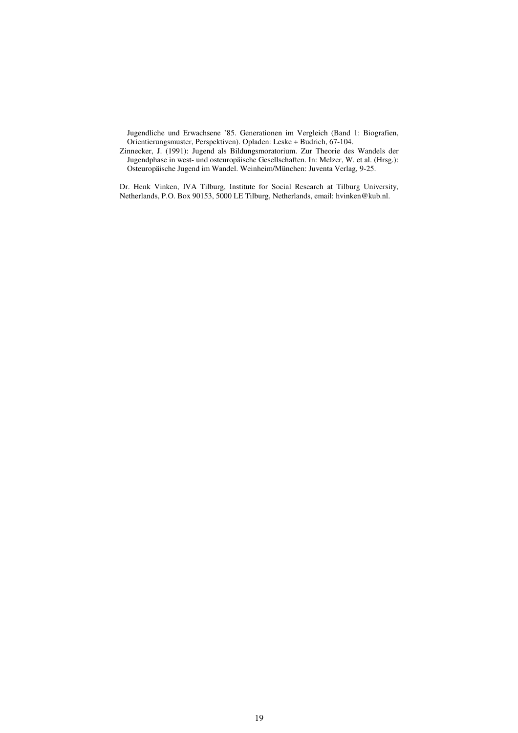Jugendliche und Erwachsene '85. Generationen im Vergleich (Band 1: Biografien, Orientierungsmuster, Perspektiven). Opladen: Leske + Budrich, 67-104.

Zinnecker, J. (1991): Jugend als Bildungsmoratorium. Zur Theorie des Wandels der Jugendphase in west- und osteuropäische Gesellschaften. In: Melzer, W. et al. (Hrsg.): Osteuropäische Jugend im Wandel. Weinheim/München: Juventa Verlag, 9-25.

Dr. Henk Vinken, IVA Tilburg, Institute for Social Research at Tilburg University, Netherlands, P.O. Box 90153, 5000 LE Tilburg, Netherlands, email: hvinken@kub.nl.